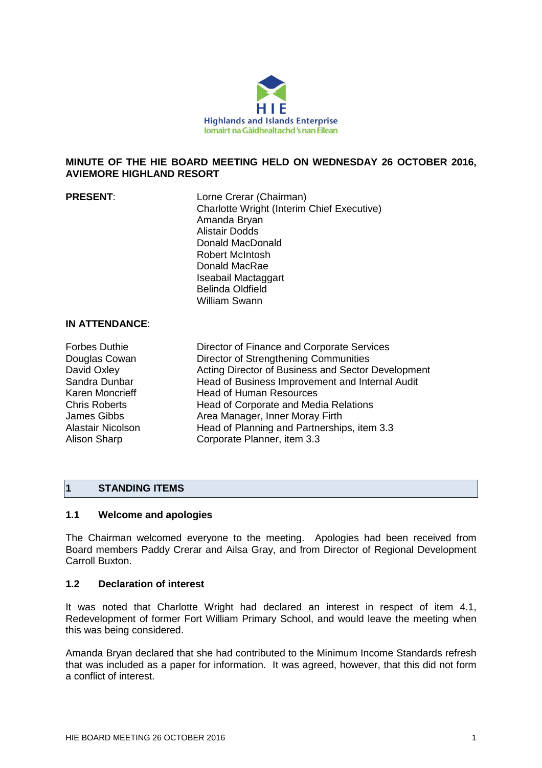HIE
Highlands and Islands Enterprise
Iomairt na Gàidhealtachd 's nan Eilean

# MINUTE OF THE HIE BOARD MEETING HELD ON WEDNESDAY 26 OCTOBER 2016, AVIEMORE HIGHLAND RESORT

**PRESENT**:

Lorne Crerar (Chairman)
Charlotte Wright (Interim Chief Executive)
Amanda Bryan
Alistair Dodds
Donald MacDonald
Robert McIntosh
Donald MacRae
Iseabail Mactaggart
Belinda Oldfield
William Swann

**IN ATTENDANCE**:

| | |
|---|---|
| Forbes Duthie | Director of Finance and Corporate Services |
| Douglas Cowan | Director of Strengthening Communities |
| David Oxley | Acting Director of Business and Sector Development |
| Sandra Dunbar | Head of Business Improvement and Internal Audit |
| Karen Moncrieff | Head of Human Resources |
| Chris Roberts | Head of Corporate and Media Relations |
| James Gibbs | Area Manager, Inner Moray Firth |
| Alastair Nicolson | Head of Planning and Partnerships, item 3.3 |
| Alison Sharp | Corporate Planner, item 3.3 |

## 1 STANDING ITEMS

### 1.1 Welcome and apologies

The Chairman welcomed everyone to the meeting. Apologies had been received from Board members Paddy Crerar and Ailsa Gray, and from Director of Regional Development Carroll Buxton.

### 1.2 Declaration of interest

It was noted that Charlotte Wright had declared an interest in respect of item 4.1, Redevelopment of former Fort William Primary School, and would leave the meeting when this was being considered.

Amanda Bryan declared that she had contributed to the Minimum Income Standards refresh that was included as a paper for information. It was agreed, however, that this did not form a conflict of interest.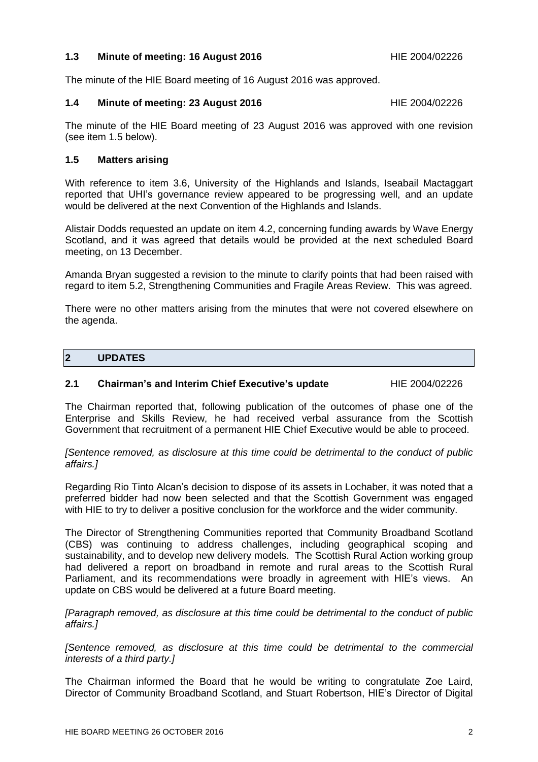### 1.3 Minute of meeting: 16 August 2016 HIE 2004/02226

The minute of the HIE Board meeting of 16 August 2016 was approved.

### 1.4 Minute of meeting: 23 August 2016 HIE 2004/02226

The minute of the HIE Board meeting of 23 August 2016 was approved with one revision (see item 1.5 below).

### 1.5 Matters arising

With reference to item 3.6, University of the Highlands and Islands, Iseabail Mactaggart reported that UHI's governance review appeared to be progressing well, and an update would be delivered at the next Convention of the Highlands and Islands.

Alistair Dodds requested an update on item 4.2, concerning funding awards by Wave Energy Scotland, and it was agreed that details would be provided at the next scheduled Board meeting, on 13 December.

Amanda Bryan suggested a revision to the minute to clarify points that had been raised with regard to item 5.2, Strengthening Communities and Fragile Areas Review. This was agreed.

There were no other matters arising from the minutes that were not covered elsewhere on the agenda.

## 2 UPDATES

### 2.1 Chairman's and Interim Chief Executive's update HIE 2004/02226

The Chairman reported that, following publication of the outcomes of phase one of the Enterprise and Skills Review, he had received verbal assurance from the Scottish Government that recruitment of a permanent HIE Chief Executive would be able to proceed.

*[Sentence removed, as disclosure at this time could be detrimental to the conduct of public affairs.]*

Regarding Rio Tinto Alcan's decision to dispose of its assets in Lochaber, it was noted that a preferred bidder had now been selected and that the Scottish Government was engaged with HIE to try to deliver a positive conclusion for the workforce and the wider community.

The Director of Strengthening Communities reported that Community Broadband Scotland (CBS) was continuing to address challenges, including geographical scoping and sustainability, and to develop new delivery models. The Scottish Rural Action working group had delivered a report on broadband in remote and rural areas to the Scottish Rural Parliament, and its recommendations were broadly in agreement with HIE's views. An update on CBS would be delivered at a future Board meeting.

*[Paragraph removed, as disclosure at this time could be detrimental to the conduct of public affairs.]*

*[Sentence removed, as disclosure at this time could be detrimental to the commercial interests of a third party.]*

The Chairman informed the Board that he would be writing to congratulate Zoe Laird, Director of Community Broadband Scotland, and Stuart Robertson, HIE's Director of Digital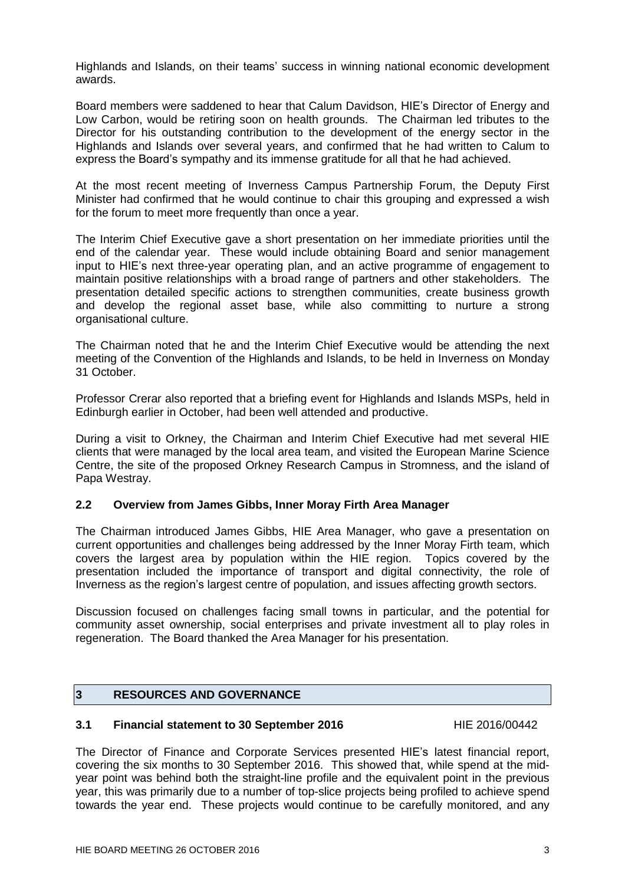Highlands and Islands, on their teams' success in winning national economic development awards.

Board members were saddened to hear that Calum Davidson, HIE's Director of Energy and Low Carbon, would be retiring soon on health grounds. The Chairman led tributes to the Director for his outstanding contribution to the development of the energy sector in the Highlands and Islands over several years, and confirmed that he had written to Calum to express the Board's sympathy and its immense gratitude for all that he had achieved.

At the most recent meeting of Inverness Campus Partnership Forum, the Deputy First Minister had confirmed that he would continue to chair this grouping and expressed a wish for the forum to meet more frequently than once a year.

The Interim Chief Executive gave a short presentation on her immediate priorities until the end of the calendar year. These would include obtaining Board and senior management input to HIE's next three-year operating plan, and an active programme of engagement to maintain positive relationships with a broad range of partners and other stakeholders. The presentation detailed specific actions to strengthen communities, create business growth and develop the regional asset base, while also committing to nurture a strong organisational culture.

The Chairman noted that he and the Interim Chief Executive would be attending the next meeting of the Convention of the Highlands and Islands, to be held in Inverness on Monday 31 October.

Professor Crerar also reported that a briefing event for Highlands and Islands MSPs, held in Edinburgh earlier in October, had been well attended and productive.

During a visit to Orkney, the Chairman and Interim Chief Executive had met several HIE clients that were managed by the local area team, and visited the European Marine Science Centre, the site of the proposed Orkney Research Campus in Stromness, and the island of Papa Westray.

### 2.2 Overview from James Gibbs, Inner Moray Firth Area Manager

The Chairman introduced James Gibbs, HIE Area Manager, who gave a presentation on current opportunities and challenges being addressed by the Inner Moray Firth team, which covers the largest area by population within the HIE region. Topics covered by the presentation included the importance of transport and digital connectivity, the role of Inverness as the region's largest centre of population, and issues affecting growth sectors.

Discussion focused on challenges facing small towns in particular, and the potential for community asset ownership, social enterprises and private investment all to play roles in regeneration. The Board thanked the Area Manager for his presentation.

## 3 RESOURCES AND GOVERNANCE

### 3.1 Financial statement to 30 September 2016 — HIE 2016/00442

The Director of Finance and Corporate Services presented HIE's latest financial report, covering the six months to 30 September 2016. This showed that, while spend at the mid-year point was behind both the straight-line profile and the equivalent point in the previous year, this was primarily due to a number of top-slice projects being profiled to achieve spend towards the year end. These projects would continue to be carefully monitored, and any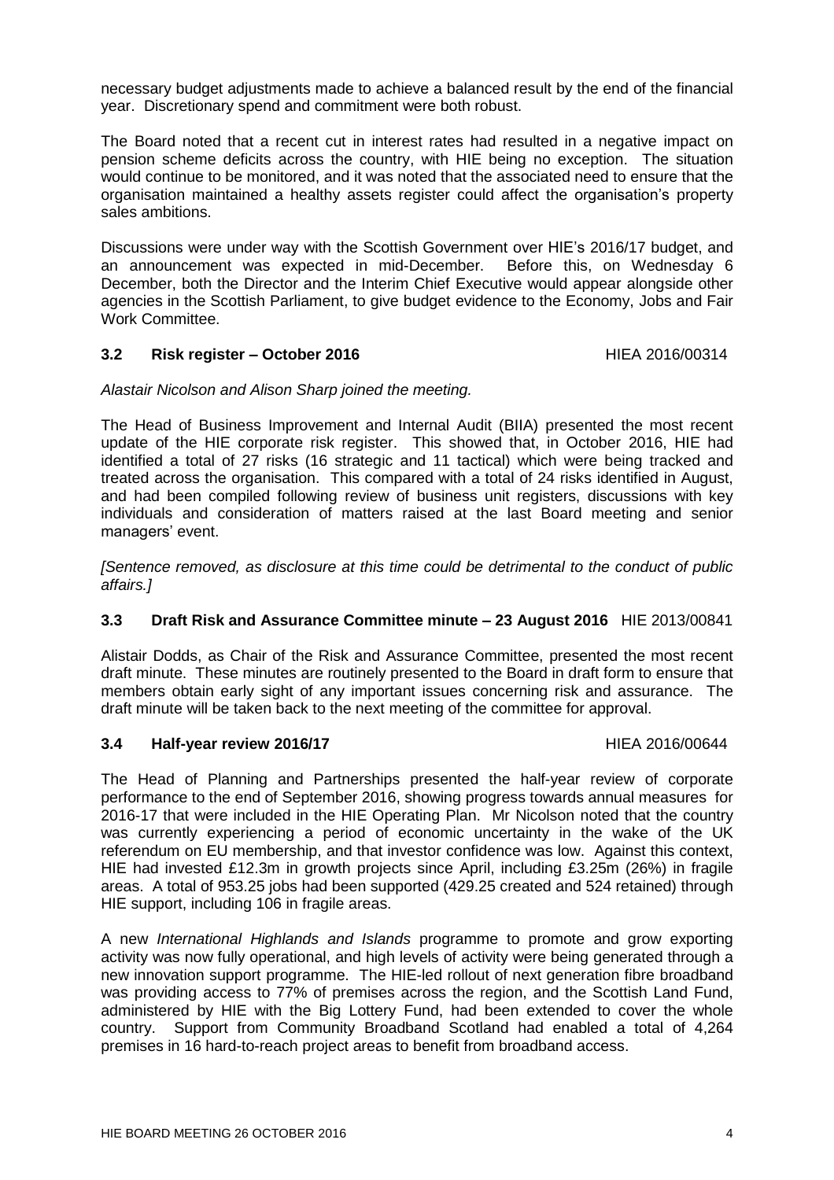necessary budget adjustments made to achieve a balanced result by the end of the financial year. Discretionary spend and commitment were both robust.

The Board noted that a recent cut in interest rates had resulted in a negative impact on pension scheme deficits across the country, with HIE being no exception. The situation would continue to be monitored, and it was noted that the associated need to ensure that the organisation maintained a healthy assets register could affect the organisation's property sales ambitions.

Discussions were under way with the Scottish Government over HIE's 2016/17 budget, and an announcement was expected in mid-December. Before this, on Wednesday 6 December, both the Director and the Interim Chief Executive would appear alongside other agencies in the Scottish Parliament, to give budget evidence to the Economy, Jobs and Fair Work Committee.

### 3.2 Risk register – October 2016 HIEA 2016/00314

*Alastair Nicolson and Alison Sharp joined the meeting.*

The Head of Business Improvement and Internal Audit (BIIA) presented the most recent update of the HIE corporate risk register. This showed that, in October 2016, HIE had identified a total of 27 risks (16 strategic and 11 tactical) which were being tracked and treated across the organisation. This compared with a total of 24 risks identified in August, and had been compiled following review of business unit registers, discussions with key individuals and consideration of matters raised at the last Board meeting and senior managers' event.

*[Sentence removed, as disclosure at this time could be detrimental to the conduct of public affairs.]*

### 3.3 Draft Risk and Assurance Committee minute – 23 August 2016 HIE 2013/00841

Alistair Dodds, as Chair of the Risk and Assurance Committee, presented the most recent draft minute. These minutes are routinely presented to the Board in draft form to ensure that members obtain early sight of any important issues concerning risk and assurance. The draft minute will be taken back to the next meeting of the committee for approval.

### 3.4 Half-year review 2016/17 HIEA 2016/00644

The Head of Planning and Partnerships presented the half-year review of corporate performance to the end of September 2016, showing progress towards annual measures for 2016-17 that were included in the HIE Operating Plan. Mr Nicolson noted that the country was currently experiencing a period of economic uncertainty in the wake of the UK referendum on EU membership, and that investor confidence was low. Against this context, HIE had invested £12.3m in growth projects since April, including £3.25m (26%) in fragile areas. A total of 953.25 jobs had been supported (429.25 created and 524 retained) through HIE support, including 106 in fragile areas.

A new *International Highlands and Islands* programme to promote and grow exporting activity was now fully operational, and high levels of activity were being generated through a new innovation support programme. The HIE-led rollout of next generation fibre broadband was providing access to 77% of premises across the region, and the Scottish Land Fund, administered by HIE with the Big Lottery Fund, had been extended to cover the whole country. Support from Community Broadband Scotland had enabled a total of 4,264 premises in 16 hard-to-reach project areas to benefit from broadband access.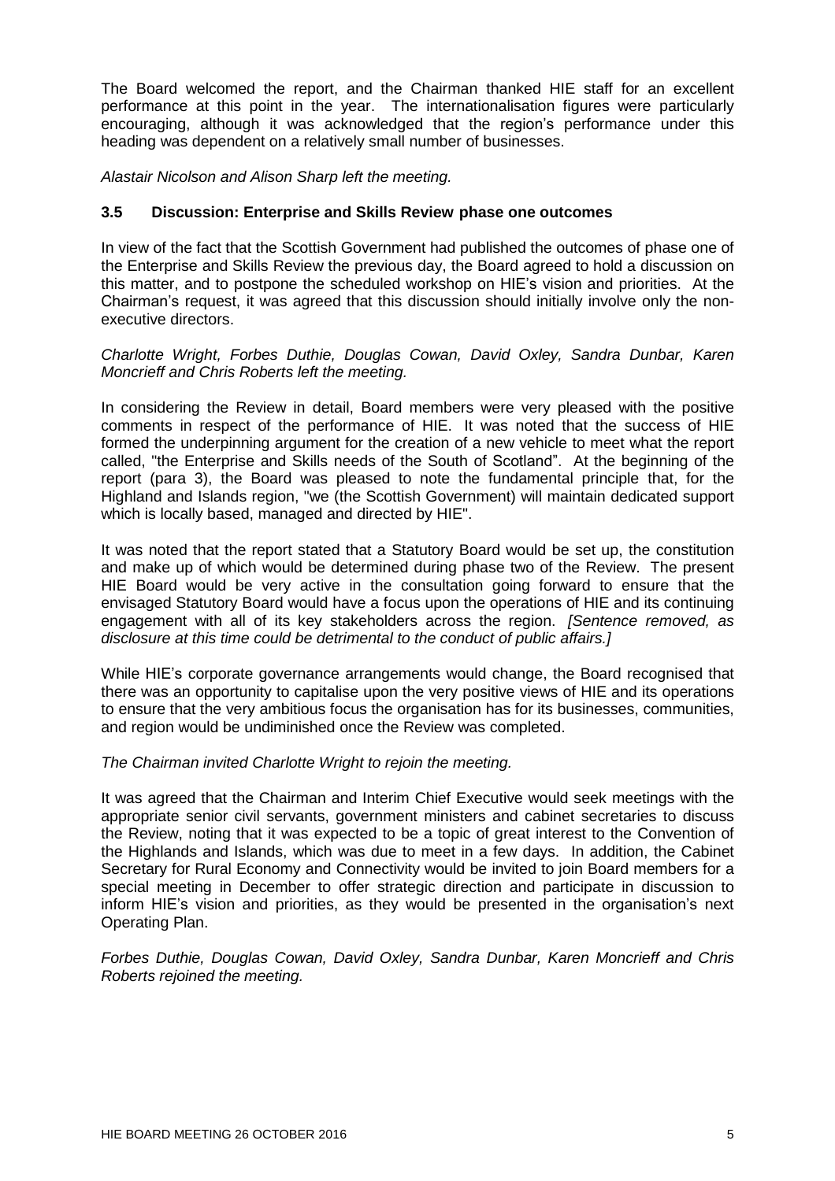The Board welcomed the report, and the Chairman thanked HIE staff for an excellent performance at this point in the year. The internationalisation figures were particularly encouraging, although it was acknowledged that the region's performance under this heading was dependent on a relatively small number of businesses.

*Alastair Nicolson and Alison Sharp left the meeting.*

### 3.5 Discussion: Enterprise and Skills Review phase one outcomes

In view of the fact that the Scottish Government had published the outcomes of phase one of the Enterprise and Skills Review the previous day, the Board agreed to hold a discussion on this matter, and to postpone the scheduled workshop on HIE's vision and priorities. At the Chairman's request, it was agreed that this discussion should initially involve only the non-executive directors.

*Charlotte Wright, Forbes Duthie, Douglas Cowan, David Oxley, Sandra Dunbar, Karen Moncrieff and Chris Roberts left the meeting.*

In considering the Review in detail, Board members were very pleased with the positive comments in respect of the performance of HIE. It was noted that the success of HIE formed the underpinning argument for the creation of a new vehicle to meet what the report called, "the Enterprise and Skills needs of the South of Scotland". At the beginning of the report (para 3), the Board was pleased to note the fundamental principle that, for the Highland and Islands region, "we (the Scottish Government) will maintain dedicated support which is locally based, managed and directed by HIE".

It was noted that the report stated that a Statutory Board would be set up, the constitution and make up of which would be determined during phase two of the Review. The present HIE Board would be very active in the consultation going forward to ensure that the envisaged Statutory Board would have a focus upon the operations of HIE and its continuing engagement with all of its key stakeholders across the region. *[Sentence removed, as disclosure at this time could be detrimental to the conduct of public affairs.]*

While HIE's corporate governance arrangements would change, the Board recognised that there was an opportunity to capitalise upon the very positive views of HIE and its operations to ensure that the very ambitious focus the organisation has for its businesses, communities, and region would be undiminished once the Review was completed.

*The Chairman invited Charlotte Wright to rejoin the meeting.*

It was agreed that the Chairman and Interim Chief Executive would seek meetings with the appropriate senior civil servants, government ministers and cabinet secretaries to discuss the Review, noting that it was expected to be a topic of great interest to the Convention of the Highlands and Islands, which was due to meet in a few days. In addition, the Cabinet Secretary for Rural Economy and Connectivity would be invited to join Board members for a special meeting in December to offer strategic direction and participate in discussion to inform HIE's vision and priorities, as they would be presented in the organisation's next Operating Plan.

*Forbes Duthie, Douglas Cowan, David Oxley, Sandra Dunbar, Karen Moncrieff and Chris Roberts rejoined the meeting.*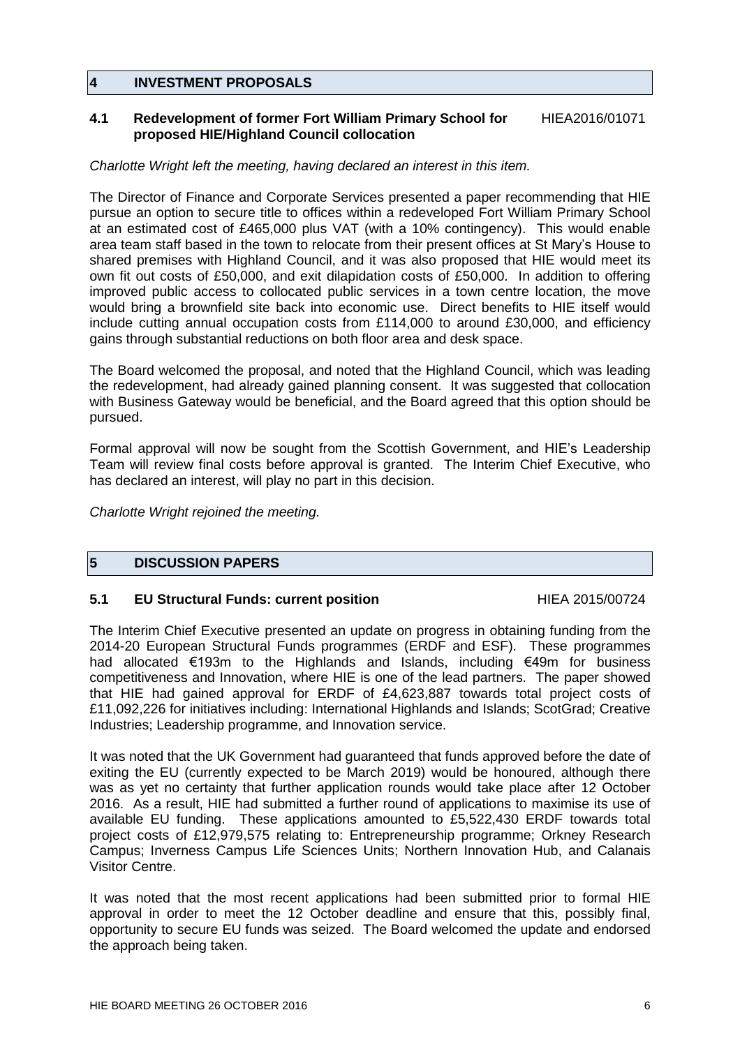## 4 INVESTMENT PROPOSALS

### 4.1 Redevelopment of former Fort William Primary School for proposed HIE/Highland Council collocation

HIEA2016/01071

*Charlotte Wright left the meeting, having declared an interest in this item.*

The Director of Finance and Corporate Services presented a paper recommending that HIE pursue an option to secure title to offices within a redeveloped Fort William Primary School at an estimated cost of £465,000 plus VAT (with a 10% contingency). This would enable area team staff based in the town to relocate from their present offices at St Mary's House to shared premises with Highland Council, and it was also proposed that HIE would meet its own fit out costs of £50,000, and exit dilapidation costs of £50,000. In addition to offering improved public access to collocated public services in a town centre location, the move would bring a brownfield site back into economic use. Direct benefits to HIE itself would include cutting annual occupation costs from £114,000 to around £30,000, and efficiency gains through substantial reductions on both floor area and desk space.

The Board welcomed the proposal, and noted that the Highland Council, which was leading the redevelopment, had already gained planning consent. It was suggested that collocation with Business Gateway would be beneficial, and the Board agreed that this option should be pursued.

Formal approval will now be sought from the Scottish Government, and HIE's Leadership Team will review final costs before approval is granted. The Interim Chief Executive, who has declared an interest, will play no part in this decision.

*Charlotte Wright rejoined the meeting.*

## 5 DISCUSSION PAPERS

### 5.1 EU Structural Funds: current position

HIEA 2015/00724

The Interim Chief Executive presented an update on progress in obtaining funding from the 2014-20 European Structural Funds programmes (ERDF and ESF). These programmes had allocated €193m to the Highlands and Islands, including €49m for business competitiveness and Innovation, where HIE is one of the lead partners. The paper showed that HIE had gained approval for ERDF of £4,623,887 towards total project costs of £11,092,226 for initiatives including: International Highlands and Islands; ScotGrad; Creative Industries; Leadership programme, and Innovation service.

It was noted that the UK Government had guaranteed that funds approved before the date of exiting the EU (currently expected to be March 2019) would be honoured, although there was as yet no certainty that further application rounds would take place after 12 October 2016. As a result, HIE had submitted a further round of applications to maximise its use of available EU funding. These applications amounted to £5,522,430 ERDF towards total project costs of £12,979,575 relating to: Entrepreneurship programme; Orkney Research Campus; Inverness Campus Life Sciences Units; Northern Innovation Hub, and Calanais Visitor Centre.

It was noted that the most recent applications had been submitted prior to formal HIE approval in order to meet the 12 October deadline and ensure that this, possibly final, opportunity to secure EU funds was seized. The Board welcomed the update and endorsed the approach being taken.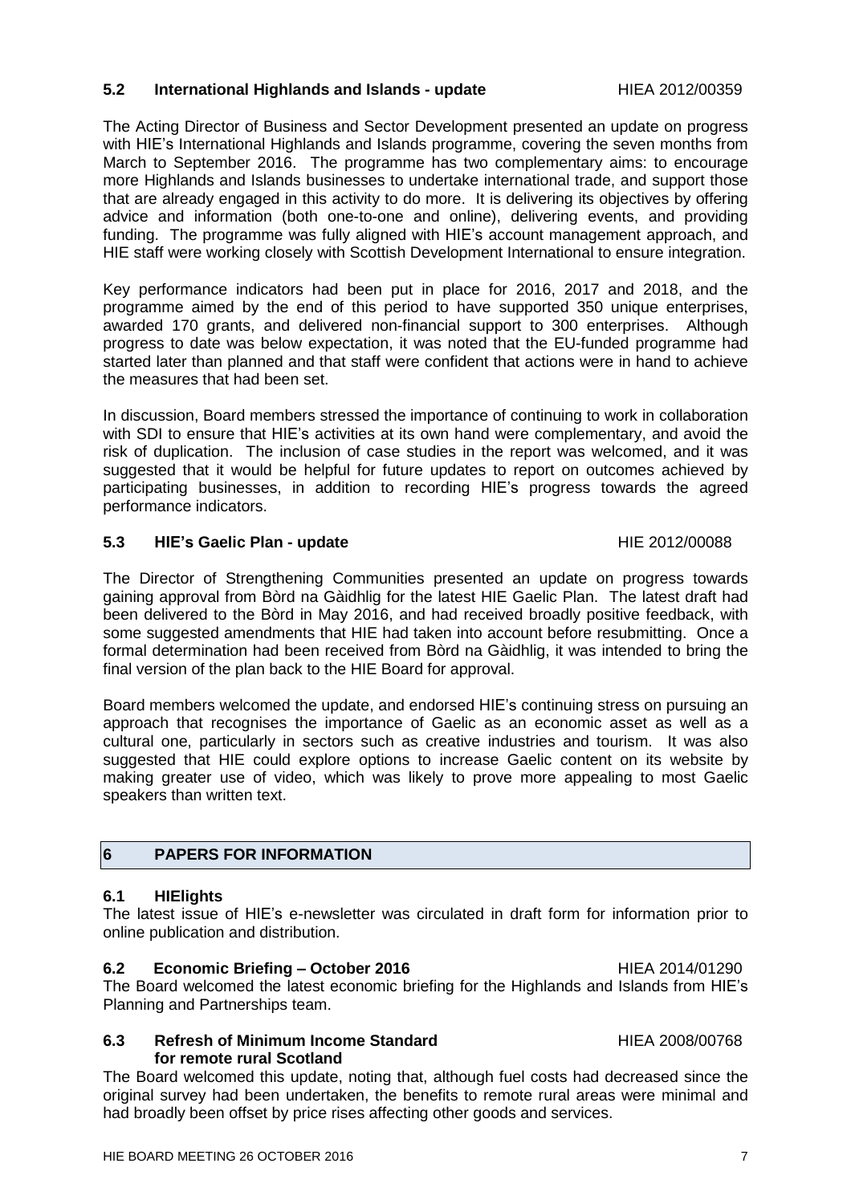### 5.2 International Highlands and Islands - update HIEA 2012/00359

The Acting Director of Business and Sector Development presented an update on progress with HIE's International Highlands and Islands programme, covering the seven months from March to September 2016. The programme has two complementary aims: to encourage more Highlands and Islands businesses to undertake international trade, and support those that are already engaged in this activity to do more. It is delivering its objectives by offering advice and information (both one-to-one and online), delivering events, and providing funding. The programme was fully aligned with HIE's account management approach, and HIE staff were working closely with Scottish Development International to ensure integration.

Key performance indicators had been put in place for 2016, 2017 and 2018, and the programme aimed by the end of this period to have supported 350 unique enterprises, awarded 170 grants, and delivered non-financial support to 300 enterprises. Although progress to date was below expectation, it was noted that the EU-funded programme had started later than planned and that staff were confident that actions were in hand to achieve the measures that had been set.

In discussion, Board members stressed the importance of continuing to work in collaboration with SDI to ensure that HIE's activities at its own hand were complementary, and avoid the risk of duplication. The inclusion of case studies in the report was welcomed, and it was suggested that it would be helpful for future updates to report on outcomes achieved by participating businesses, in addition to recording HIE's progress towards the agreed performance indicators.

### 5.3 HIE's Gaelic Plan - update HIE 2012/00088

The Director of Strengthening Communities presented an update on progress towards gaining approval from Bòrd na Gàidhlig for the latest HIE Gaelic Plan. The latest draft had been delivered to the Bòrd in May 2016, and had received broadly positive feedback, with some suggested amendments that HIE had taken into account before resubmitting. Once a formal determination had been received from Bòrd na Gàidhlig, it was intended to bring the final version of the plan back to the HIE Board for approval.

Board members welcomed the update, and endorsed HIE's continuing stress on pursuing an approach that recognises the importance of Gaelic as an economic asset as well as a cultural one, particularly in sectors such as creative industries and tourism. It was also suggested that HIE could explore options to increase Gaelic content on its website by making greater use of video, which was likely to prove more appealing to most Gaelic speakers than written text.

## 6 PAPERS FOR INFORMATION

### 6.1 HIElights

The latest issue of HIE's e-newsletter was circulated in draft form for information prior to online publication and distribution.

### 6.2 Economic Briefing – October 2016 HIEA 2014/01290

The Board welcomed the latest economic briefing for the Highlands and Islands from HIE's Planning and Partnerships team.

### 6.3 Refresh of Minimum Income Standard for remote rural Scotland HIEA 2008/00768

The Board welcomed this update, noting that, although fuel costs had decreased since the original survey had been undertaken, the benefits to remote rural areas were minimal and had broadly been offset by price rises affecting other goods and services.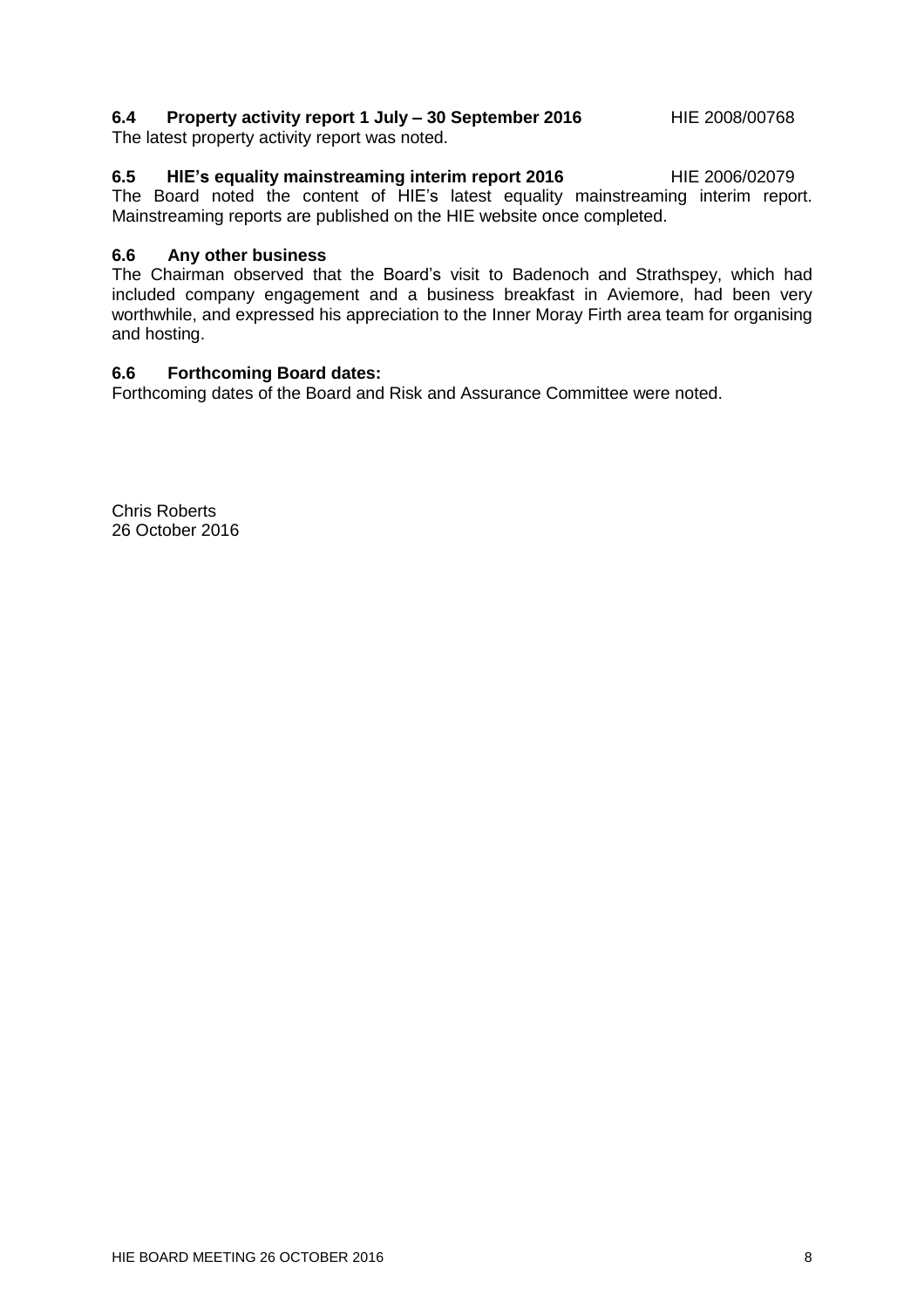**6.4 Property activity report 1 July – 30 September 2016** HIE 2008/00768

The latest property activity report was noted.

**6.5 HIE's equality mainstreaming interim report 2016** HIE 2006/02079

The Board noted the content of HIE's latest equality mainstreaming interim report. Mainstreaming reports are published on the HIE website once completed.

**6.6 Any other business**

The Chairman observed that the Board's visit to Badenoch and Strathspey, which had included company engagement and a business breakfast in Aviemore, had been very worthwhile, and expressed his appreciation to the Inner Moray Firth area team for organising and hosting.

**6.6 Forthcoming Board dates:**

Forthcoming dates of the Board and Risk and Assurance Committee were noted.

Chris Roberts
26 October 2016